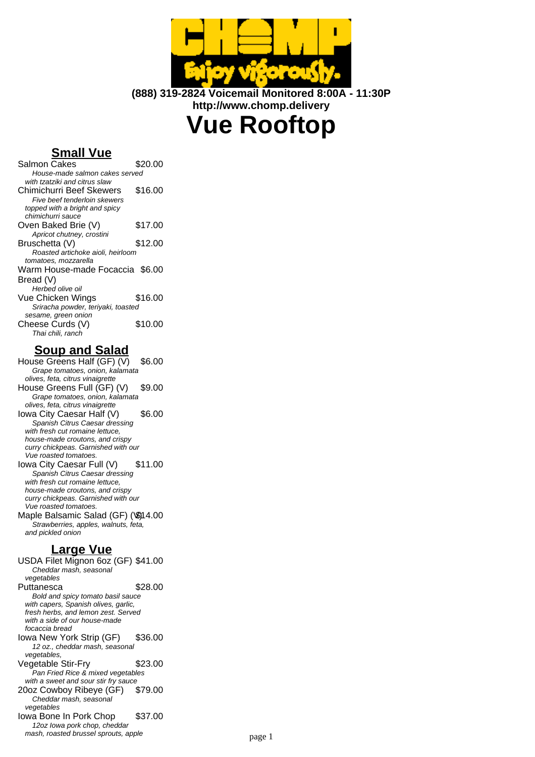**(888) 319-2824 Voicemail Monitored 8:00A - 11:30P**
**http://www.chomp.delivery**

# Vue Rooftop

## Small Vue

Salmon Cakes $20.00
*House-made salmon cakes served with tzatziki and citrus slaw*

Chimichurri Beef Skewers $16.00
*Five beef tenderloin skewers topped with a bright and spicy chimichurri sauce*

Oven Baked Brie (V) $17.00
*Apricot chutney, crostini*

Bruschetta (V) $12.00
*Roasted artichoke aioli, heirloom tomatoes, mozzarella*

Warm House-made Focaccia Bread (V) $6.00
*Herbed olive oil*

Vue Chicken Wings $16.00
*Sriracha powder, teriyaki, toasted sesame, green onion*

Cheese Curds (V) $10.00
*Thai chili, ranch*

## Soup and Salad

House Greens Half (GF) (V) $6.00
*Grape tomatoes, onion, kalamata olives, feta, citrus vinaigrette*

House Greens Full (GF) (V) $9.00
*Grape tomatoes, onion, kalamata olives, feta, citrus vinaigrette*

Iowa City Caesar Half (V) $6.00
*Spanish Citrus Caesar dressing with fresh cut romaine lettuce, house-made croutons, and crispy curry chickpeas. Garnished with our Vue roasted tomatoes.*

Iowa City Caesar Full (V) $11.00
*Spanish Citrus Caesar dressing with fresh cut romaine lettuce, house-made croutons, and crispy curry chickpeas. Garnished with our Vue roasted tomatoes.*

Maple Balsamic Salad (GF) (V) $14.00
*Strawberries, apples, walnuts, feta, and pickled onion*

## Large Vue

USDA Filet Mignon 6oz (GF) $41.00
*Cheddar mash, seasonal vegetables*

Puttanesca $28.00
*Bold and spicy tomato basil sauce with capers, Spanish olives, garlic, fresh herbs, and lemon zest. Served with a side of our house-made focaccia bread*

Iowa New York Strip (GF) $36.00
*12 oz., cheddar mash, seasonal vegetables,*

Vegetable Stir-Fry $23.00
*Pan Fried Rice & mixed vegetables with a sweet and sour stir fry sauce*

20oz Cowboy Ribeye (GF) $79.00
*Cheddar mash, seasonal vegetables*

Iowa Bone In Pork Chop $37.00
*12oz Iowa pork chop, cheddar mash, roasted brussel sprouts, apple*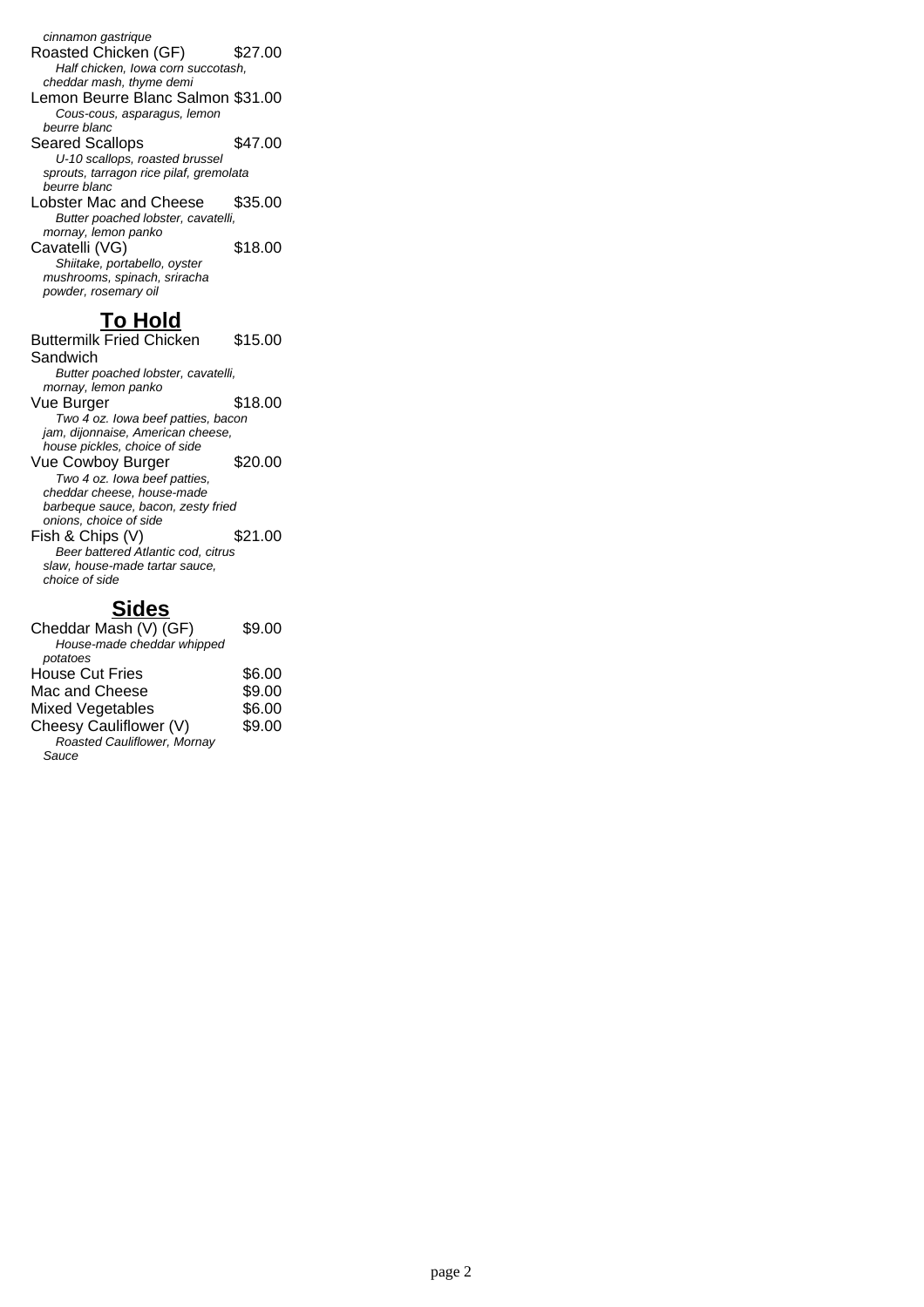*cinnamon gastrique*

Roasted Chicken (GF) $27.00
*Half chicken, Iowa corn succotash, cheddar mash, thyme demi*

Lemon Beurre Blanc Salmon $31.00
*Cous-cous, asparagus, lemon beurre blanc*

Seared Scallops $47.00
*U-10 scallops, roasted brussel sprouts, tarragon rice pilaf, gremolata beurre blanc*

Lobster Mac and Cheese $35.00
*Butter poached lobster, cavatelli, mornay, lemon panko*

Cavatelli (VG) $18.00
*Shiitake, portabello, oyster mushrooms, spinach, sriracha powder, rosemary oil*

## To Hold

Buttermilk Fried Chicken Sandwich $15.00
*Butter poached lobster, cavatelli, mornay, lemon panko*

Vue Burger $18.00
*Two 4 oz. Iowa beef patties, bacon jam, dijonnaise, American cheese, house pickles, choice of side*

Vue Cowboy Burger $20.00
*Two 4 oz. Iowa beef patties, cheddar cheese, house-made barbeque sauce, bacon, zesty fried onions, choice of side*

Fish & Chips (V) $21.00
*Beer battered Atlantic cod, citrus slaw, house-made tartar sauce, choice of side*

## Sides

Cheddar Mash (V) (GF) $9.00
*House-made cheddar whipped potatoes*

House Cut Fries $6.00

Mac and Cheese $9.00

Mixed Vegetables $6.00

Cheesy Cauliflower (V) $9.00
*Roasted Cauliflower, Mornay Sauce*